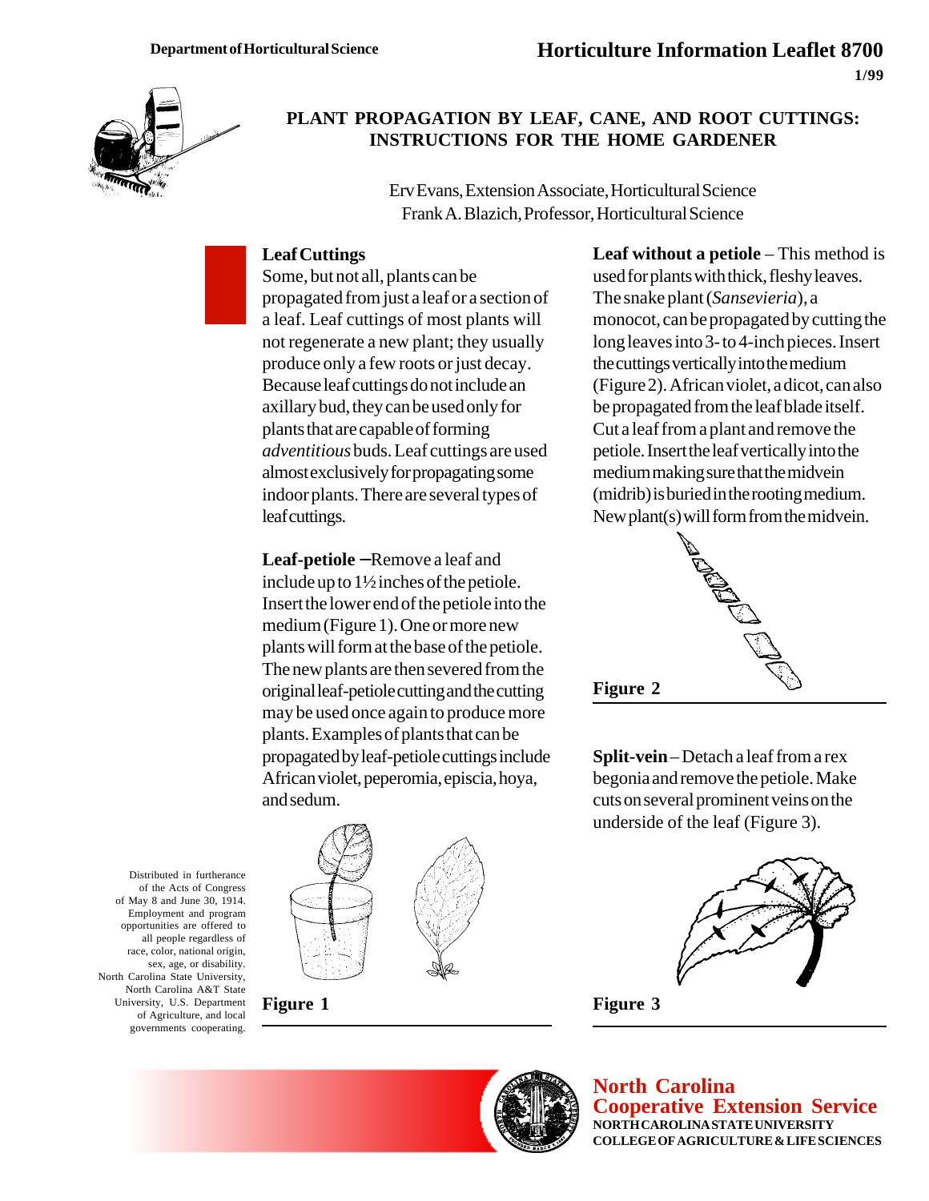Department of Horticultural Science

# Horticulture Information Leaflet 8700

1/99

## PLANT PROPAGATION BY LEAF, CANE, AND ROOT CUTTINGS: INSTRUCTIONS FOR THE HOME GARDENER

Erv Evans, Extension Associate, Horticultural Science
Frank A. Blazich, Professor, Horticultural Science

### Leaf Cuttings

Some, but not all, plants can be propagated from just a leaf or a section of a leaf. Leaf cuttings of most plants will not regenerate a new plant; they usually produce only a few roots or just decay. Because leaf cuttings do not include an axillary bud, they can be used only for plants that are capable of forming *adventitious* buds. Leaf cuttings are used almost exclusively for propagating some indoor plants. There are several types of leaf cuttings.

**Leaf-petiole** –Remove a leaf and include up to 1½ inches of the petiole. Insert the lower end of the petiole into the medium (Figure 1). One or more new plants will form at the base of the petiole. The new plants are then severed from the original leaf-petiole cutting and the cutting may be used once again to produce more plants. Examples of plants that can be propagated by leaf-petiole cuttings include African violet, peperomia, episcia, hoya, and sedum.

**Figure 1**

**Leaf without a petiole** – This method is used for plants with thick, fleshy leaves. The snake plant (*Sansevieria*), a monocot, can be propagated by cutting the long leaves into 3- to 4-inch pieces. Insert the cuttings vertically into the medium (Figure 2). African violet, a dicot, can also be propagated from the leaf blade itself. Cut a leaf from a plant and remove the petiole. Insert the leaf vertically into the medium making sure that the midvein (midrib) is buried in the rooting medium. New plant(s) will form from the midvein.

**Figure 2**

**Split-vein** – Detach a leaf from a rex begonia and remove the petiole. Make cuts on several prominent veins on the underside of the leaf (Figure 3).

**Figure 3**

Distributed in furtherance of the Acts of Congress of May 8 and June 30, 1914. Employment and program opportunities are offered to all people regardless of race, color, national origin, sex, age, or disability. North Carolina State University, North Carolina A&T State University, U.S. Department of Agriculture, and local governments cooperating.

**North Carolina Cooperative Extension Service**
NORTH CAROLINA STATE UNIVERSITY
COLLEGE OF AGRICULTURE & LIFE SCIENCES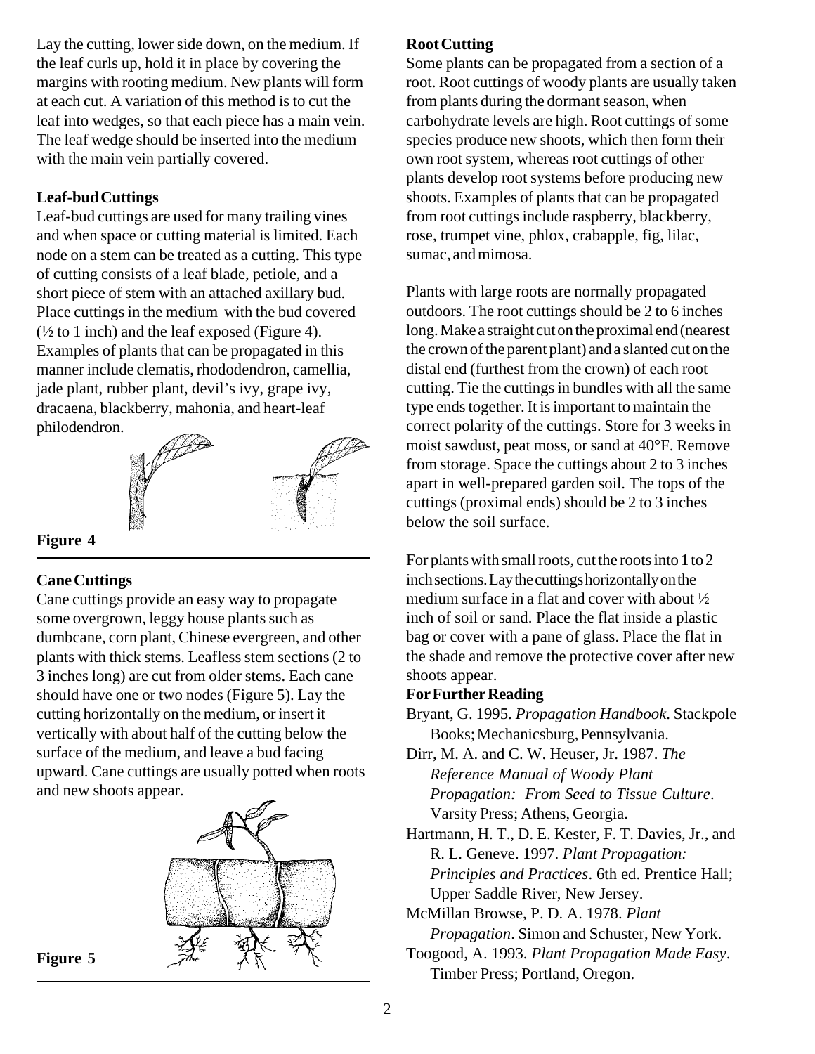Lay the cutting, lower side down, on the medium. If the leaf curls up, hold it in place by covering the margins with rooting medium. New plants will form at each cut. A variation of this method is to cut the leaf into wedges, so that each piece has a main vein. The leaf wedge should be inserted into the medium with the main vein partially covered.

**Leaf-bud Cuttings**

Leaf-bud cuttings are used for many trailing vines and when space or cutting material is limited. Each node on a stem can be treated as a cutting. This type of cutting consists of a leaf blade, petiole, and a short piece of stem with an attached axillary bud. Place cuttings in the medium with the bud covered (½ to 1 inch) and the leaf exposed (Figure 4). Examples of plants that can be propagated in this manner include clematis, rhododendron, camellia, jade plant, rubber plant, devil's ivy, grape ivy, dracaena, blackberry, mahonia, and heart-leaf philodendron.

**Figure 4**

**Cane Cuttings**

Cane cuttings provide an easy way to propagate some overgrown, leggy house plants such as dumbcane, corn plant, Chinese evergreen, and other plants with thick stems. Leafless stem sections (2 to 3 inches long) are cut from older stems. Each cane should have one or two nodes (Figure 5). Lay the cutting horizontally on the medium, or insert it vertically with about half of the cutting below the surface of the medium, and leave a bud facing upward. Cane cuttings are usually potted when roots and new shoots appear.

**Figure 5**

**Root Cutting**

Some plants can be propagated from a section of a root. Root cuttings of woody plants are usually taken from plants during the dormant season, when carbohydrate levels are high. Root cuttings of some species produce new shoots, which then form their own root system, whereas root cuttings of other plants develop root systems before producing new shoots. Examples of plants that can be propagated from root cuttings include raspberry, blackberry, rose, trumpet vine, phlox, crabapple, fig, lilac, sumac, and mimosa.

Plants with large roots are normally propagated outdoors. The root cuttings should be 2 to 6 inches long. Make a straight cut on the proximal end (nearest the crown of the parent plant) and a slanted cut on the distal end (furthest from the crown) of each root cutting. Tie the cuttings in bundles with all the same type ends together. It is important to maintain the correct polarity of the cuttings. Store for 3 weeks in moist sawdust, peat moss, or sand at 40°F. Remove from storage. Space the cuttings about 2 to 3 inches apart in well-prepared garden soil. The tops of the cuttings (proximal ends) should be 2 to 3 inches below the soil surface.

For plants with small roots, cut the roots into 1 to 2 inch sections. Lay the cuttings horizontally on the medium surface in a flat and cover with about ½ inch of soil or sand. Place the flat inside a plastic bag or cover with a pane of glass. Place the flat in the shade and remove the protective cover after new shoots appear.

**For Further Reading**

Bryant, G. 1995. *Propagation Handbook*. Stackpole Books; Mechanicsburg, Pennsylvania.

Dirr, M. A. and C. W. Heuser, Jr. 1987. *The Reference Manual of Woody Plant Propagation: From Seed to Tissue Culture*. Varsity Press; Athens, Georgia.

Hartmann, H. T., D. E. Kester, F. T. Davies, Jr., and R. L. Geneve. 1997. *Plant Propagation: Principles and Practices*. 6th ed. Prentice Hall; Upper Saddle River, New Jersey.

McMillan Browse, P. D. A. 1978. *Plant Propagation*. Simon and Schuster, New York.

Toogood, A. 1993. *Plant Propagation Made Easy*. Timber Press; Portland, Oregon.